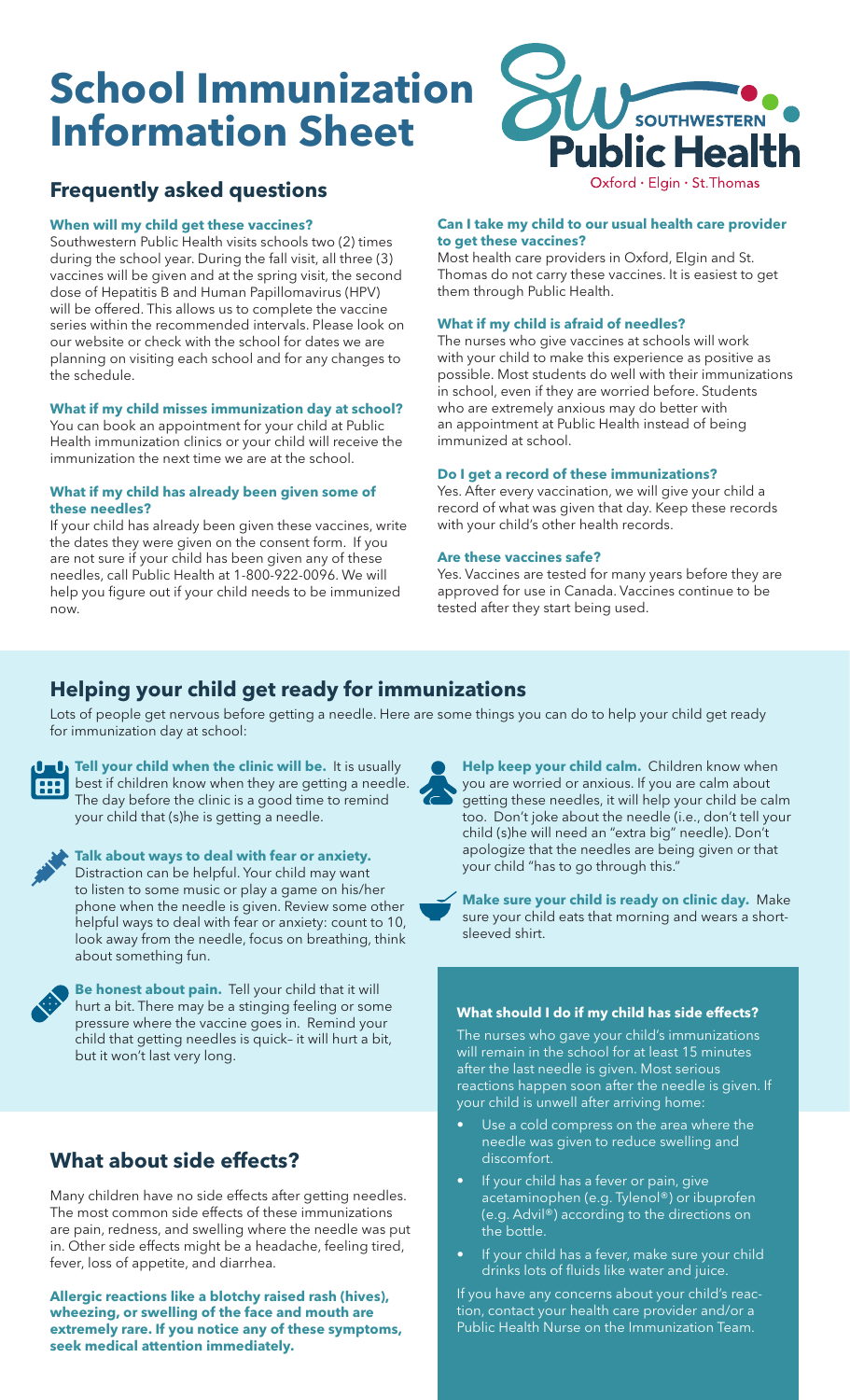# School Immunization Information Sheet

Southwestern Public Health
Oxford · Elgin · St.Thomas

## Frequently asked questions

**When will my child get these vaccines?**

Southwestern Public Health visits schools two (2) times during the school year. During the fall visit, all three (3) vaccines will be given and at the spring visit, the second dose of Hepatitis B and Human Papillomavirus (HPV) will be offered. This allows us to complete the vaccine series within the recommended intervals. Please look on our website or check with the school for dates we are planning on visiting each school and for any changes to the schedule.

**What if my child misses immunization day at school?**

You can book an appointment for your child at Public Health immunization clinics or your child will receive the immunization the next time we are at the school.

**What if my child has already been given some of these needles?**

If your child has already been given these vaccines, write the dates they were given on the consent form. If you are not sure if your child has been given any of these needles, call Public Health at 1-800-922-0096. We will help you figure out if your child needs to be immunized now.

**Can I take my child to our usual health care provider to get these vaccines?**

Most health care providers in Oxford, Elgin and St. Thomas do not carry these vaccines. It is easiest to get them through Public Health.

**What if my child is afraid of needles?**

The nurses who give vaccines at schools will work with your child to make this experience as positive as possible. Most students do well with their immunizations in school, even if they are worried before. Students who are extremely anxious may do better with an appointment at Public Health instead of being immunized at school.

**Do I get a record of these immunizations?**

Yes. After every vaccination, we will give your child a record of what was given that day. Keep these records with your child's other health records.

**Are these vaccines safe?**

Yes. Vaccines are tested for many years before they are approved for use in Canada. Vaccines continue to be tested after they start being used.

## Helping your child get ready for immunizations

Lots of people get nervous before getting a needle. Here are some things you can do to help your child get ready for immunization day at school:

**Tell your child when the clinic will be.** It is usually best if children know when they are getting a needle. The day before the clinic is a good time to remind your child that (s)he is getting a needle.

**Talk about ways to deal with fear or anxiety.** Distraction can be helpful. Your child may want to listen to some music or play a game on his/her phone when the needle is given. Review some other helpful ways to deal with fear or anxiety: count to 10, look away from the needle, focus on breathing, think about something fun.

**Be honest about pain.** Tell your child that it will hurt a bit. There may be a stinging feeling or some pressure where the vaccine goes in. Remind your child that getting needles is quick– it will hurt a bit, but it won't last very long.

**Help keep your child calm.** Children know when you are worried or anxious. If you are calm about getting these needles, it will help your child be calm too. Don't joke about the needle (i.e., don't tell your child (s)he will need an "extra big" needle). Don't apologize that the needles are being given or that your child "has to go through this."

**Make sure your child is ready on clinic day.** Make sure your child eats that morning and wears a short-sleeved shirt.

## What about side effects?

Many children have no side effects after getting needles. The most common side effects of these immunizations are pain, redness, and swelling where the needle was put in. Other side effects might be a headache, feeling tired, fever, loss of appetite, and diarrhea.

**Allergic reactions like a blotchy raised rash (hives), wheezing, or swelling of the face and mouth are extremely rare. If you notice any of these symptoms, seek medical attention immediately.**

**What should I do if my child has side effects?**

The nurses who gave your child's immunizations will remain in the school for at least 15 minutes after the last needle is given. Most serious reactions happen soon after the needle is given. If your child is unwell after arriving home:

- Use a cold compress on the area where the needle was given to reduce swelling and discomfort.
- If your child has a fever or pain, give acetaminophen (e.g. Tylenol®) or ibuprofen (e.g. Advil®) according to the directions on the bottle.
- If your child has a fever, make sure your child drinks lots of fluids like water and juice.

If you have any concerns about your child's reaction, contact your health care provider and/or a Public Health Nurse on the Immunization Team.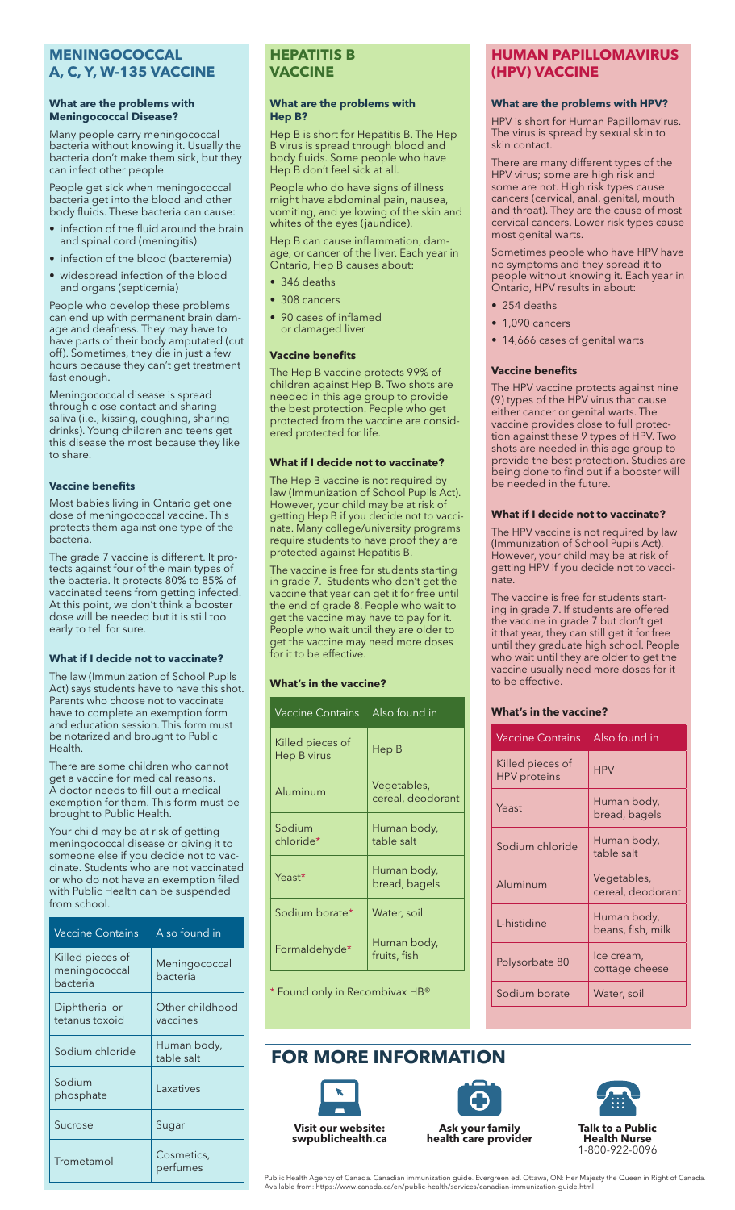## MENINGOCOCCAL A, C, Y, W-135 VACCINE

### What are the problems with Meningococcal Disease?

Many people carry meningococcal bacteria without knowing it. Usually the bacteria don't make them sick, but they can infect other people.

People get sick when meningococcal bacteria get into the blood and other body fluids. These bacteria can cause:

- infection of the fluid around the brain and spinal cord (meningitis)
- infection of the blood (bacteremia)
- widespread infection of the blood and organs (septicemia)

People who develop these problems can end up with permanent brain damage and deafness. They may have to have parts of their body amputated (cut off). Sometimes, they die in just a few hours because they can't get treatment fast enough.

Meningococcal disease is spread through close contact and sharing saliva (i.e., kissing, coughing, sharing drinks). Young children and teens get this disease the most because they like to share.

### Vaccine benefits

Most babies living in Ontario get one dose of meningococcal vaccine. This protects them against one type of the bacteria.

The grade 7 vaccine is different. It protects against four of the main types of the bacteria. It protects 80% to 85% of vaccinated teens from getting infected. At this point, we don't think a booster dose will be needed but it is still too early to tell for sure.

### What if I decide not to vaccinate?

The law (Immunization of School Pupils Act) says students have to have this shot. Parents who choose not to vaccinate have to complete an exemption form and education session. This form must be notarized and brought to Public Health.

There are some children who cannot get a vaccine for medical reasons. A doctor needs to fill out a medical exemption for them. This form must be brought to Public Health.

Your child may be at risk of getting meningococcal disease or giving it to someone else if you decide not to vaccinate. Students who are not vaccinated or who do not have an exemption filed with Public Health can be suspended from school.

| Vaccine Contains | Also found in |
|---|---|
| Killed pieces of meningococcal bacteria | Meningococcal bacteria |
| Diphtheria or tetanus toxoid | Other childhood vaccines |
| Sodium chloride | Human body, table salt |
| Sodium phosphate | Laxatives |
| Sucrose | Sugar |
| Trometamol | Cosmetics, perfumes |

## HEPATITIS B VACCINE

### What are the problems with Hep B?

Hep B is short for Hepatitis B. The Hep B virus is spread through blood and body fluids. Some people who have Hep B don't feel sick at all.

People who do have signs of illness might have abdominal pain, nausea, vomiting, and yellowing of the skin and whites of the eyes (jaundice).

Hep B can cause inflammation, damage, or cancer of the liver. Each year in Ontario, Hep B causes about:

- 346 deaths
- 308 cancers
- 90 cases of inflamed or damaged liver

### Vaccine benefits

The Hep B vaccine protects 99% of children against Hep B. Two shots are needed in this age group to provide the best protection. People who get protected from the vaccine are considered protected for life.

### What if I decide not to vaccinate?

The Hep B vaccine is not required by law (Immunization of School Pupils Act). However, your child may be at risk of getting Hep B if you decide not to vaccinate. Many college/university programs require students to have proof they are protected against Hepatitis B.

The vaccine is free for students starting in grade 7. Students who don't get the vaccine that year can get it for free until the end of grade 8. People who wait to get the vaccine may have to pay for it. People who wait until they are older to get the vaccine may need more doses for it to be effective.

### What's in the vaccine?

| Vaccine Contains | Also found in |
|---|---|
| Killed pieces of Hep B virus | Hep B |
| Aluminum | Vegetables, cereal, deodorant |
| Sodium chloride* | Human body, table salt |
| Yeast* | Human body, bread, bagels |
| Sodium borate* | Water, soil |
| Formaldehyde* | Human body, fruits, fish |

* Found only in Recombivax HB®

## HUMAN PAPILLOMAVIRUS (HPV) VACCINE

### What are the problems with HPV?

HPV is short for Human Papillomavirus. The virus is spread by sexual skin to skin contact.

There are many different types of the HPV virus; some are high risk and some are not. High risk types cause cancers (cervical, anal, genital, mouth and throat). They are the cause of most cervical cancers. Lower risk types cause most genital warts.

Sometimes people who have HPV have no symptoms and they spread it to people without knowing it. Each year in Ontario, HPV results in about:

- 254 deaths
- 1,090 cancers
- 14,666 cases of genital warts

### Vaccine benefits

The HPV vaccine protects against nine (9) types of the HPV virus that cause either cancer or genital warts. The vaccine provides close to full protection against these 9 types of HPV. Two shots are needed in this age group to provide the best protection. Studies are being done to find out if a booster will be needed in the future.

### What if I decide not to vaccinate?

The HPV vaccine is not required by law (Immunization of School Pupils Act). However, your child may be at risk of getting HPV if you decide not to vaccinate.

The vaccine is free for students starting in grade 7. If students are offered the vaccine in grade 7 but don't get it that year, they can still get it for free until they graduate high school. People who wait until they are older to get the vaccine usually need more doses for it to be effective.

### What's in the vaccine?

| Vaccine Contains | Also found in |
|---|---|
| Killed pieces of HPV proteins | HPV |
| Yeast | Human body, bread, bagels |
| Sodium chloride | Human body, table salt |
| Aluminum | Vegetables, cereal, deodorant |
| L-histidine | Human body, beans, fish, milk |
| Polysorbate 80 | Ice cream, cottage cheese |
| Sodium borate | Water, soil |

## FOR MORE INFORMATION

**Visit our website:** **swpublichealth.ca**

**Ask your family health care provider**

**Talk to a Public Health Nurse** 1-800-922-0096

Public Health Agency of Canada. Canadian immunization guide. Evergreen ed. Ottawa, ON: Her Majesty the Queen in Right of Canada. Available from: https://www.canada.ca/en/public-health/services/canadian-immunization-guide.html